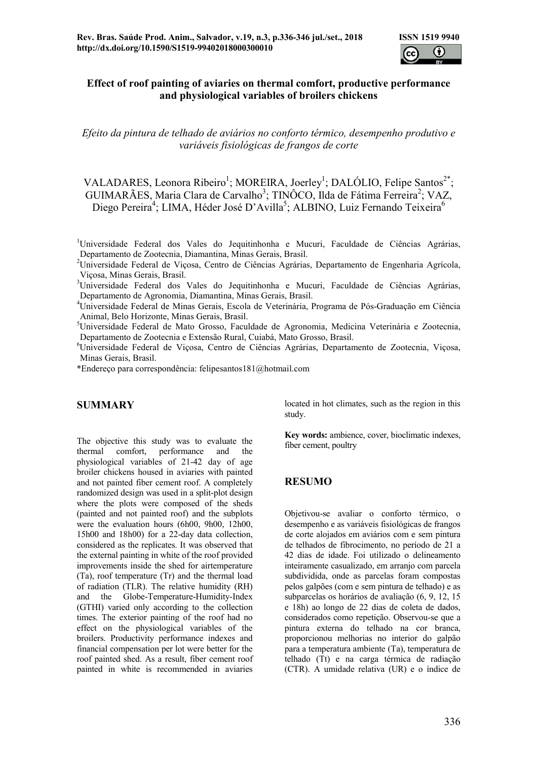# Effect of roof painting of aviaries on thermal comfort, productive performance and physiological variables of broilers chickens

*Efeito da pintura de telhado de aviários no conforto térmico, desempenho produtivo e variáveis fisiológicas de frangos de corte*

VALADARES, Leonora Ribeiro[1]; MOREIRA, Joerley[1]; DALÓLIO, Felipe Santos[2*]; GUIMARÃES, Maria Clara de Carvalho[3]; TINÔCO, Ilda de Fátima Ferreira[2]; VAZ, Diego Pereira[4]; LIMA, Héder José D'Avilla[5]; ALBINO, Luiz Fernando Teixeira[6]

[1]Universidade Federal dos Vales do Jequitinhonha e Mucuri, Faculdade de Ciências Agrárias, Departamento de Zootecnia, Diamantina, Minas Gerais, Brasil.
[2]Universidade Federal de Viçosa, Centro de Ciências Agrárias, Departamento de Engenharia Agrícola, Viçosa, Minas Gerais, Brasil.
[3]Universidade Federal dos Vales do Jequitinhonha e Mucuri, Faculdade de Ciências Agrárias, Departamento de Agronomia, Diamantina, Minas Gerais, Brasil.
[4]Universidade Federal de Minas Gerais, Escola de Veterinária, Programa de Pós-Graduação em Ciência Animal, Belo Horizonte, Minas Gerais, Brasil.
[5]Universidade Federal de Mato Grosso, Faculdade de Agronomia, Medicina Veterinária e Zootecnia, Departamento de Zootecnia e Extensão Rural, Cuiabá, Mato Grosso, Brasil.
[6]Universidade Federal de Viçosa, Centro de Ciências Agrárias, Departamento de Zootecnia, Viçosa, Minas Gerais, Brasil.
*Endereço para correspondência: felipesantos181@hotmail.com

## SUMMARY

The objective this study was to evaluate the thermal comfort, performance and the physiological variables of 21-42 day of age broiler chickens housed in aviaries with painted and not painted fiber cement roof. A completely randomized design was used in a split-plot design where the plots were composed of the sheds (painted and not painted roof) and the subplots were the evaluation hours (6h00, 9h00, 12h00, 15h00 and 18h00) for a 22-day data collection, considered as the replicates. It was observed that the external painting in white of the roof provided improvements inside the shed for airtemperature (Ta), roof temperature (Tr) and the thermal load of radiation (TLR). The relative humidity (RH) and the Globe-Temperature-Humidity-Index (GTHI) varied only according to the collection times. The exterior painting of the roof had no effect on the physiological variables of the broilers. Productivity performance indexes and financial compensation per lot were better for the roof painted shed. As a result, fiber cement roof painted in white is recommended in aviaries located in hot climates, such as the region in this study.

**Key words:** ambience, cover, bioclimatic indexes, fiber cement, poultry

## RESUMO

Objetivou-se avaliar o conforto térmico, o desempenho e as variáveis fisiológicas de frangos de corte alojados em aviários com e sem pintura de telhados de fibrocimento, no período de 21 a 42 dias de idade. Foi utilizado o delineamento inteiramente casualizado, em arranjo com parcela subdividida, onde as parcelas foram compostas pelos galpões (com e sem pintura de telhado) e as subparcelas os horários de avaliação (6, 9, 12, 15 e 18h) ao longo de 22 dias de coleta de dados, considerados como repetição. Observou-se que a pintura externa do telhado na cor branca, proporcionou melhorias no interior do galpão para a temperatura ambiente (Ta), temperatura de telhado (Tt) e na carga térmica de radiação (CTR). A umidade relativa (UR) e o índice de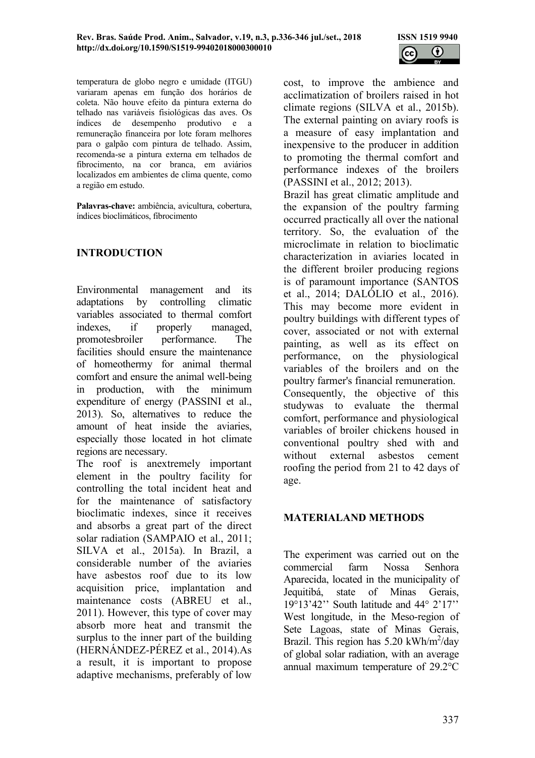temperatura de globo negro e umidade (ITGU) variaram apenas em função dos horários de coleta. Não houve efeito da pintura externa do telhado nas variáveis fisiológicas das aves. Os índices de desempenho produtivo e a remuneração financeira por lote foram melhores para o galpão com pintura de telhado. Assim, recomenda-se a pintura externa em telhados de fibrocimento, na cor branca, em aviários localizados em ambientes de clima quente, como a região em estudo.

**Palavras-chave:** ambiência, avicultura, cobertura, índices bioclimáticos, fibrocimento

## INTRODUCTION

Environmental management and its adaptations by controlling climatic variables associated to thermal comfort indexes, if properly managed, promotesbroiler performance. The facilities should ensure the maintenance of homeothermy for animal thermal comfort and ensure the animal well-being in production, with the minimum expenditure of energy (PASSINI et al., 2013). So, alternatives to reduce the amount of heat inside the aviaries, especially those located in hot climate regions are necessary.

The roof is anextremely important element in the poultry facility for controlling the total incident heat and for the maintenance of satisfactory bioclimatic indexes, since it receives and absorbs a great part of the direct solar radiation (SAMPAIO et al., 2011; SILVA et al., 2015a). In Brazil, a considerable number of the aviaries have asbestos roof due to its low acquisition price, implantation and maintenance costs (ABREU et al., 2011). However, this type of cover may absorb more heat and transmit the surplus to the inner part of the building (HERNÁNDEZ-PÉREZ et al., 2014).As a result, it is important to propose adaptive mechanisms, preferably of low cost, to improve the ambience and acclimatization of broilers raised in hot climate regions (SILVA et al., 2015b). The external painting on aviary roofs is a measure of easy implantation and inexpensive to the producer in addition to promoting the thermal comfort and performance indexes of the broilers (PASSINI et al., 2012; 2013).

Brazil has great climatic amplitude and the expansion of the poultry farming occurred practically all over the national territory. So, the evaluation of the microclimate in relation to bioclimatic characterization in aviaries located in the different broiler producing regions is of paramount importance (SANTOS et al., 2014; DALÓLIO et al., 2016). This may become more evident in poultry buildings with different types of cover, associated or not with external painting, as well as its effect on performance, on the physiological variables of the broilers and on the poultry farmer's financial remuneration.

Consequently, the objective of this studywas to evaluate the thermal comfort, performance and physiological variables of broiler chickens housed in conventional poultry shed with and without external asbestos cement roofing the period from 21 to 42 days of age.

## MATERIALAND METHODS

The experiment was carried out on the commercial farm Nossa Senhora Aparecida, located in the municipality of Jequitibá, state of Minas Gerais, 19°13'42'' South latitude and 44° 2'17'' West longitude, in the Meso-region of Sete Lagoas, state of Minas Gerais, Brazil. This region has 5.20 kWh/m$^2$/day of global solar radiation, with an average annual maximum temperature of 29.2°C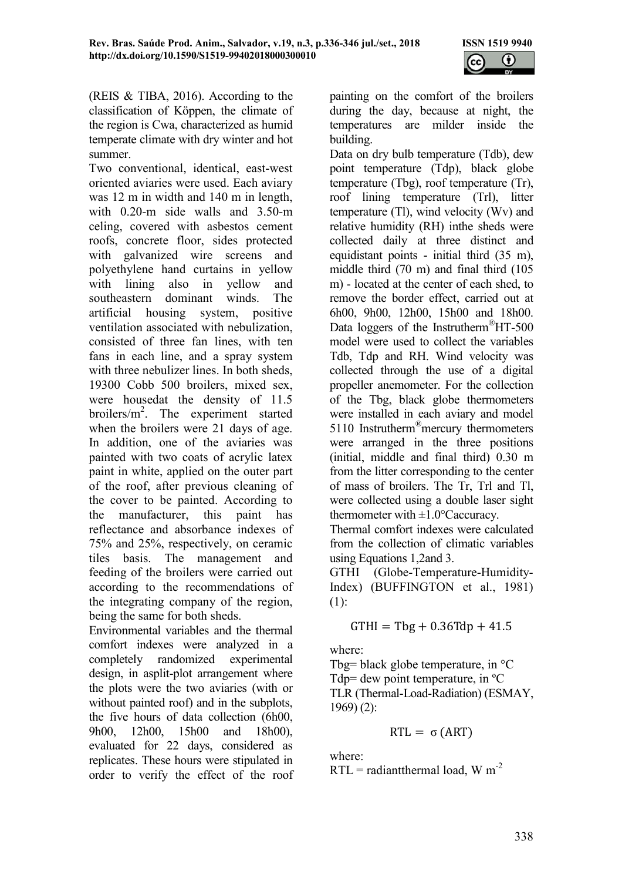(REIS & TIBA, 2016). According to the classification of Köppen, the climate of the region is Cwa, characterized as humid temperate climate with dry winter and hot summer.

Two conventional, identical, east-west oriented aviaries were used. Each aviary was 12 m in width and 140 m in length, with 0.20-m side walls and 3.50-m celing, covered with asbestos cement roofs, concrete floor, sides protected with galvanized wire screens and polyethylene hand curtains in yellow with lining also in yellow and southeastern dominant winds. The artificial housing system, positive ventilation associated with nebulization, consisted of three fan lines, with ten fans in each line, and a spray system with three nebulizer lines. In both sheds, 19300 Cobb 500 broilers, mixed sex, were housedat the density of 11.5 broilers/m$^2$. The experiment started when the broilers were 21 days of age. In addition, one of the aviaries was painted with two coats of acrylic latex paint in white, applied on the outer part of the roof, after previous cleaning of the cover to be painted. According to the manufacturer, this paint has reflectance and absorbance indexes of 75% and 25%, respectively, on ceramic tiles basis. The management and feeding of the broilers were carried out according to the recommendations of the integrating company of the region, being the same for both sheds.

Environmental variables and the thermal comfort indexes were analyzed in a completely randomized experimental design, in asplit-plot arrangement where the plots were the two aviaries (with or without painted roof) and in the subplots, the five hours of data collection (6h00, 9h00, 12h00, 15h00 and 18h00), evaluated for 22 days, considered as replicates. These hours were stipulated in order to verify the effect of the roof painting on the comfort of the broilers during the day, because at night, the temperatures are milder inside the building.

Data on dry bulb temperature (Tdb), dew point temperature (Tdp), black globe temperature (Tbg), roof temperature (Tr), roof lining temperature (Trl), litter temperature (Tl), wind velocity (Wv) and relative humidity (RH) inthe sheds were collected daily at three distinct and equidistant points - initial third (35 m), middle third (70 m) and final third (105 m) - located at the center of each shed, to remove the border effect, carried out at 6h00, 9h00, 12h00, 15h00 and 18h00. Data loggers of the Instrutherm®HT-500 model were used to collect the variables Tdb, Tdp and RH. Wind velocity was collected through the use of a digital propeller anemometer. For the collection of the Tbg, black globe thermometers were installed in each aviary and model 5110 Instrutherm®mercury thermometers were arranged in the three positions (initial, middle and final third) 0.30 m from the litter corresponding to the center of mass of broilers. The Tr, Trl and Tl, were collected using a double laser sight thermometer with ±1.0°Caccuracy.

Thermal comfort indexes were calculated from the collection of climatic variables using Equations 1,2and 3.

GTHI (Globe-Temperature-Humidity-Index) (BUFFINGTON et al., 1981) (1):

$$\mathrm{GTHI} = \mathrm{Tbg} + 0.36\mathrm{Tdp} + 41.5$$

where:

Tbg= black globe temperature, in °C

Tdp= dew point temperature, in ºC

TLR (Thermal-Load-Radiation) (ESMAY, 1969) (2):

$$\mathrm{RTL} = \sigma\,(\mathrm{ART})$$

where:

RTL = radiantthermal load, W m$^{-2}$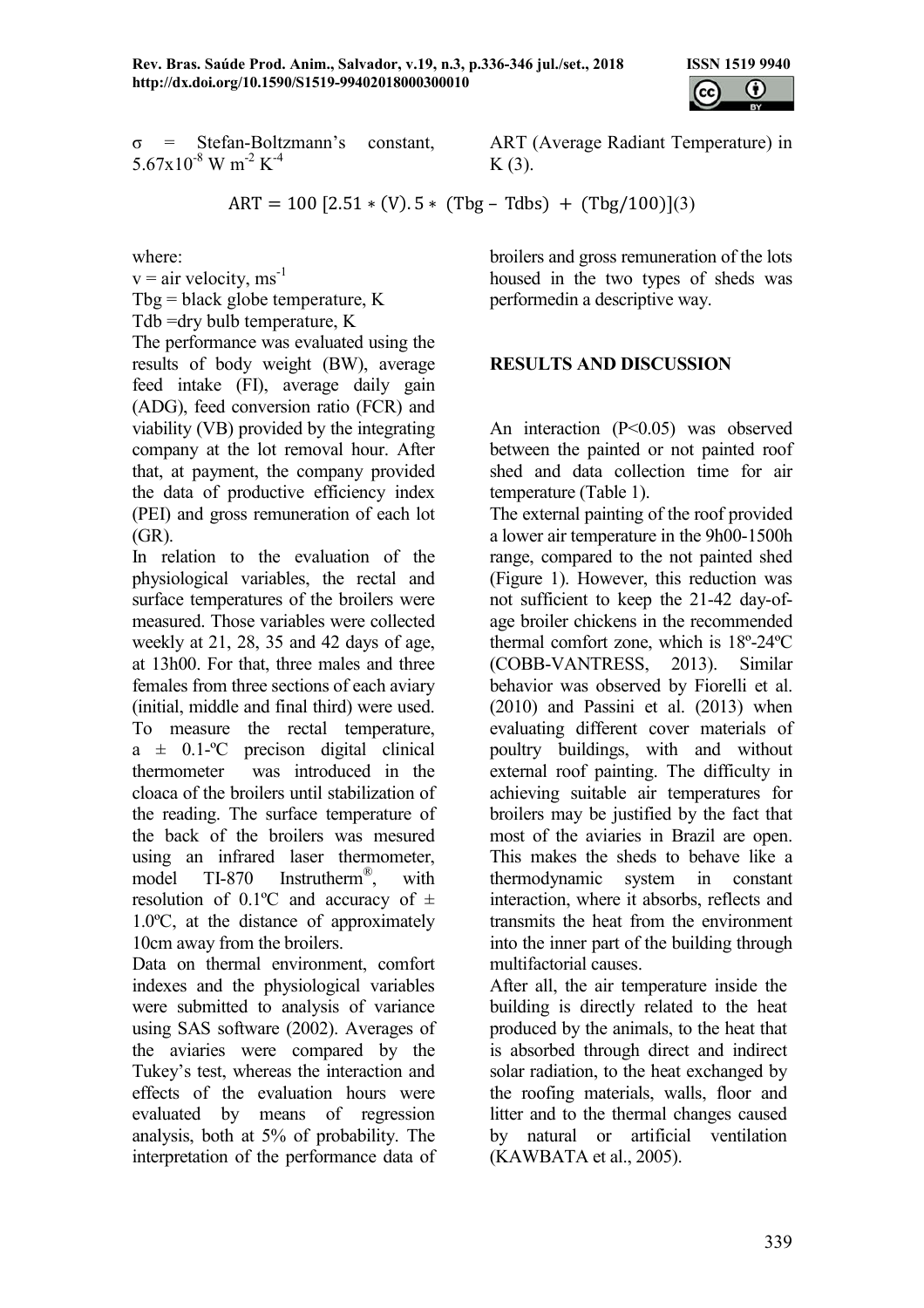σ = Stefan-Boltzmann's constant, $5.67x10^{-8}$ W $m^{-2}$ $K^{-4}$

ART (Average Radiant Temperature) in K (3).

$$ART = 100\ [2.51 * (V).5 * (Tbg - Tdbs) + (Tbg/100)](3)$$

where:
v = air velocity, $ms^{-1}$
Tbg = black globe temperature, K
Tdb =dry bulb temperature, K

The performance was evaluated using the results of body weight (BW), average feed intake (FI), average daily gain (ADG), feed conversion ratio (FCR) and viability (VB) provided by the integrating company at the lot removal hour. After that, at payment, the company provided the data of productive efficiency index (PEI) and gross remuneration of each lot (GR).

In relation to the evaluation of the physiological variables, the rectal and surface temperatures of the broilers were measured. Those variables were collected weekly at 21, 28, 35 and 42 days of age, at 13h00. For that, three males and three females from three sections of each aviary (initial, middle and final third) were used. To measure the rectal temperature, a ± 0.1-ºC precison digital clinical thermometer was introduced in the cloaca of the broilers until stabilization of the reading. The surface temperature of the back of the broilers was mesured using an infrared laser thermometer, model TI-870 Instrutherm®, with resolution of 0.1ºC and accuracy of ± 1.0ºC, at the distance of approximately 10cm away from the broilers.

Data on thermal environment, comfort indexes and the physiological variables were submitted to analysis of variance using SAS software (2002). Averages of the aviaries were compared by the Tukey's test, whereas the interaction and effects of the evaluation hours were evaluated by means of regression analysis, both at 5% of probability. The interpretation of the performance data of broilers and gross remuneration of the lots housed in the two types of sheds was performedin a descriptive way.

## RESULTS AND DISCUSSION

An interaction ($P<0.05$) was observed between the painted or not painted roof shed and data collection time for air temperature (Table 1).

The external painting of the roof provided a lower air temperature in the 9h00-1500h range, compared to the not painted shed (Figure 1). However, this reduction was not sufficient to keep the 21-42 day-of-age broiler chickens in the recommended thermal comfort zone, which is 18º-24ºC (COBB-VANTRESS, 2013). Similar behavior was observed by Fiorelli et al. (2010) and Passini et al. (2013) when evaluating different cover materials of poultry buildings, with and without external roof painting. The difficulty in achieving suitable air temperatures for broilers may be justified by the fact that most of the aviaries in Brazil are open. This makes the sheds to behave like a thermodynamic system in constant interaction, where it absorbs, reflects and transmits the heat from the environment into the inner part of the building through multifactorial causes.

After all, the air temperature inside the building is directly related to the heat produced by the animals, to the heat that is absorbed through direct and indirect solar radiation, to the heat exchanged by the roofing materials, walls, floor and litter and to the thermal changes caused by natural or artificial ventilation (KAWBATA et al., 2005).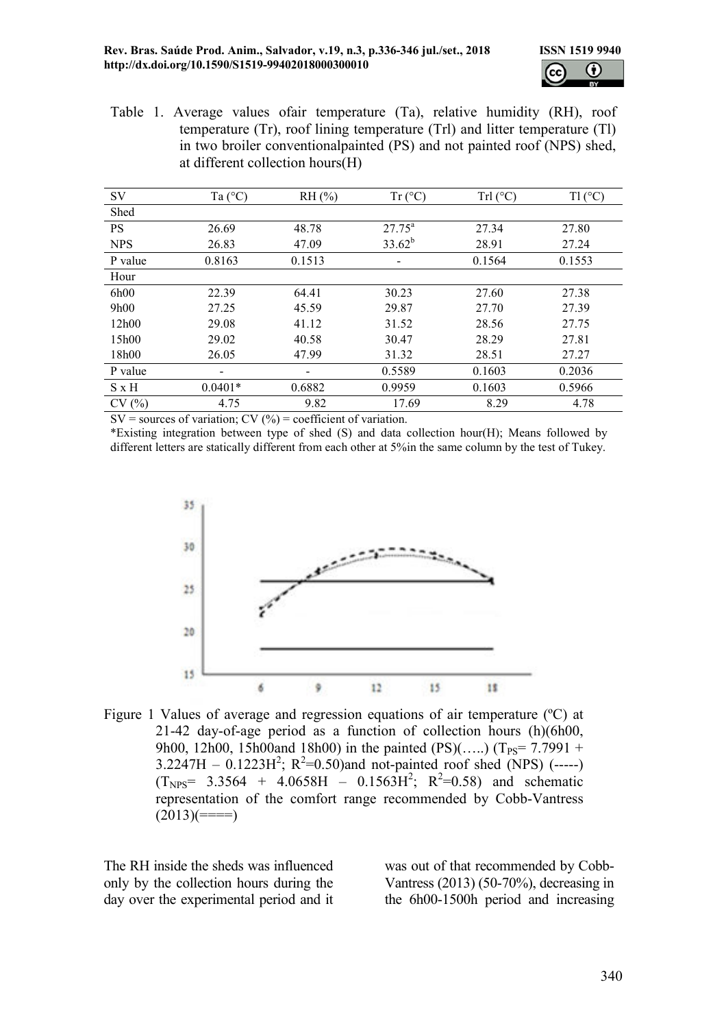Table 1. Average values ofair temperature (Ta), relative humidity (RH), roof temperature (Tr), roof lining temperature (Trl) and litter temperature (Tl) in two broiler conventionalpainted (PS) and not painted roof (NPS) shed, at different collection hours(H)

| SV | Ta (°C) | RH (%) | Tr (°C) | Trl (°C) | Tl (°C) |
|---|---|---|---|---|---|
| Shed | | | | | |
| PS | 26.69 | 48.78 | $27.75^{a}$ | 27.34 | 27.80 |
| NPS | 26.83 | 47.09 | $33.62^{b}$ | 28.91 | 27.24 |
| P value | 0.8163 | 0.1513 | - | 0.1564 | 0.1553 |
| Hour | | | | | |
| 6h00 | 22.39 | 64.41 | 30.23 | 27.60 | 27.38 |
| 9h00 | 27.25 | 45.59 | 29.87 | 27.70 | 27.39 |
| 12h00 | 29.08 | 41.12 | 31.52 | 28.56 | 27.75 |
| 15h00 | 29.02 | 40.58 | 30.47 | 28.29 | 27.81 |
| 18h00 | 26.05 | 47.99 | 31.32 | 28.51 | 27.27 |
| P value | - | - | 0.5589 | 0.1603 | 0.2036 |
| S x H | 0.0401* | 0.6882 | 0.9959 | 0.1603 | 0.5966 |
| CV (%) | 4.75 | 9.82 | 17.69 | 8.29 | 4.78 |

SV = sources of variation; CV (%) = coefficient of variation.

*Existing integration between type of shed (S) and data collection hour(H); Means followed by different letters are statically different from each other at 5%in the same column by the test of Tukey.

Figure 1 Values of average and regression equations of air temperature (ºC) at 21-42 day-of-age period as a function of collection hours (h)(6h00, 9h00, 12h00, 15h00and 18h00) in the painted (PS)(…..) ($T_{PS}$= 7.7991 + 3.2247H – 0.1223H$^2$; $R^2$=0.50)and not-painted roof shed (NPS) (-----) ($T_{NPS}$= 3.3564 + 4.0658H – 0.1563H$^2$; $R^2$=0.58) and schematic representation of the comfort range recommended by Cobb-Vantress (2013)(====)

The RH inside the sheds was influenced only by the collection hours during the day over the experimental period and it was out of that recommended by Cobb-Vantress (2013) (50-70%), decreasing in the 6h00-1500h period and increasing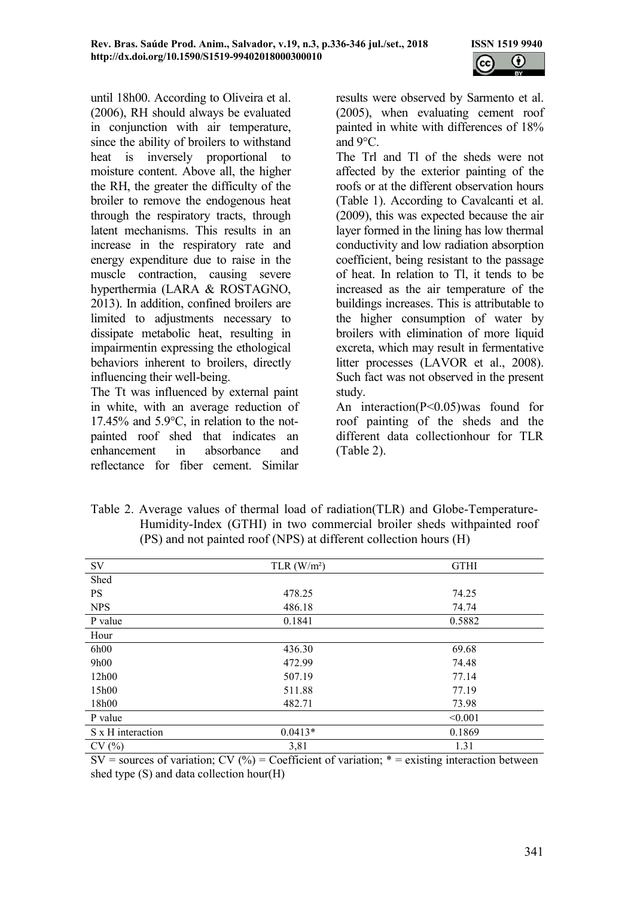until 18h00. According to Oliveira et al. (2006), RH should always be evaluated in conjunction with air temperature, since the ability of broilers to withstand heat is inversely proportional to moisture content. Above all, the higher the RH, the greater the difficulty of the broiler to remove the endogenous heat through the respiratory tracts, through latent mechanisms. This results in an increase in the respiratory rate and energy expenditure due to raise in the muscle contraction, causing severe hyperthermia (LARA & ROSTAGNO, 2013). In addition, confined broilers are limited to adjustments necessary to dissipate metabolic heat, resulting in impairmentin expressing the ethological behaviors inherent to broilers, directly influencing their well-being.

The Tt was influenced by external paint in white, with an average reduction of 17.45% and 5.9°C, in relation to the not-painted roof shed that indicates an enhancement in absorbance and reflectance for fiber cement. Similar results were observed by Sarmento et al. (2005), when evaluating cement roof painted in white with differences of 18% and 9°C.

The Trl and Tl of the sheds were not affected by the exterior painting of the roofs or at the different observation hours (Table 1). According to Cavalcanti et al. (2009), this was expected because the air layer formed in the lining has low thermal conductivity and low radiation absorption coefficient, being resistant to the passage of heat. In relation to Tl, it tends to be increased as the air temperature of the buildings increases. This is attributable to the higher consumption of water by broilers with elimination of more liquid excreta, which may result in fermentative litter processes (LAVOR et al., 2008). Such fact was not observed in the present study.

An interaction($P<0.05$)was found for roof painting of the sheds and the different data collectionhour for TLR (Table 2).

Table 2. Average values of thermal load of radiation(TLR) and Globe-Temperature-Humidity-Index (GTHI) in two commercial broiler sheds withpainted roof (PS) and not painted roof (NPS) at different collection hours (H)

| SV | TLR (W/m²) | GTHI |
|---|---|---|
| Shed | | |
| PS | 478.25 | 74.25 |
| NPS | 486.18 | 74.74 |
| P value | 0.1841 | 0.5882 |
| Hour | | |
| 6h00 | 436.30 | 69.68 |
| 9h00 | 472.99 | 74.48 |
| 12h00 | 507.19 | 77.14 |
| 15h00 | 511.88 | 77.19 |
| 18h00 | 482.71 | 73.98 |
| P value | | <0.001 |
| S x H interaction | 0.0413* | 0.1869 |
| CV (%) | 3,81 | 1.31 |

SV = sources of variation; CV (%) = Coefficient of variation; * = existing interaction between shed type (S) and data collection hour(H)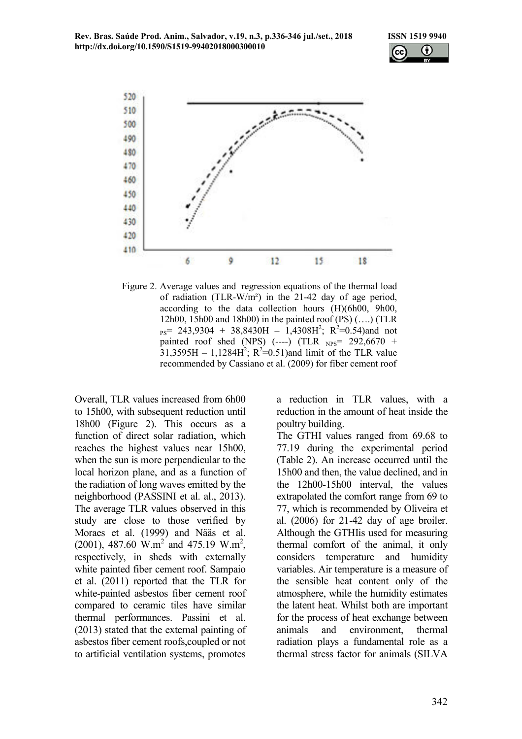Figure 2. Average values and regression equations of the thermal load of radiation (TLR-W/m²) in the 21-42 day of age period, according to the data collection hours (H)(6h00, 9h00, 12h00, 15h00 and 18h00) in the painted roof (PS) (….) ($TLR_{PS}$= 243,9304 + 38,8430H – 1,4308$H^2$; $R^2$=0.54)and not painted roof shed (NPS) (----) ($TLR_{NPS}$= 292,6670 + 31,3595H – 1,1284$H^2$; $R^2$=0.51)and limit of the TLR value recommended by Cassiano et al. (2009) for fiber cement roof

Overall, TLR values increased from 6h00 to 15h00, with subsequent reduction until 18h00 (Figure 2). This occurs as a function of direct solar radiation, which reaches the highest values near 15h00, when the sun is more perpendicular to the local horizon plane, and as a function of the radiation of long waves emitted by the neighborhood (PASSINI et al. al., 2013). The average TLR values observed in this study are close to those verified by Moraes et al. (1999) and Nääs et al. (2001), 487.60 W.m$^2$ and 475.19 W.m$^2$, respectively, in sheds with externally white painted fiber cement roof. Sampaio et al. (2011) reported that the TLR for white-painted asbestos fiber cement roof compared to ceramic tiles have similar thermal performances. Passini et al. (2013) stated that the external painting of asbestos fiber cement roofs,coupled or not to artificial ventilation systems, promotes a reduction in TLR values, with a reduction in the amount of heat inside the poultry building.

The GTHI values ranged from 69.68 to 77.19 during the experimental period (Table 2). An increase occurred until the 15h00 and then, the value declined, and in the 12h00-15h00 interval, the values extrapolated the comfort range from 69 to 77, which is recommended by Oliveira et al. (2006) for 21-42 day of age broiler. Although the GTHIis used for measuring thermal comfort of the animal, it only considers temperature and humidity variables. Air temperature is a measure of the sensible heat content only of the atmosphere, while the humidity estimates the latent heat. Whilst both are important for the process of heat exchange between animals and environment, thermal radiation plays a fundamental role as a thermal stress factor for animals (SILVA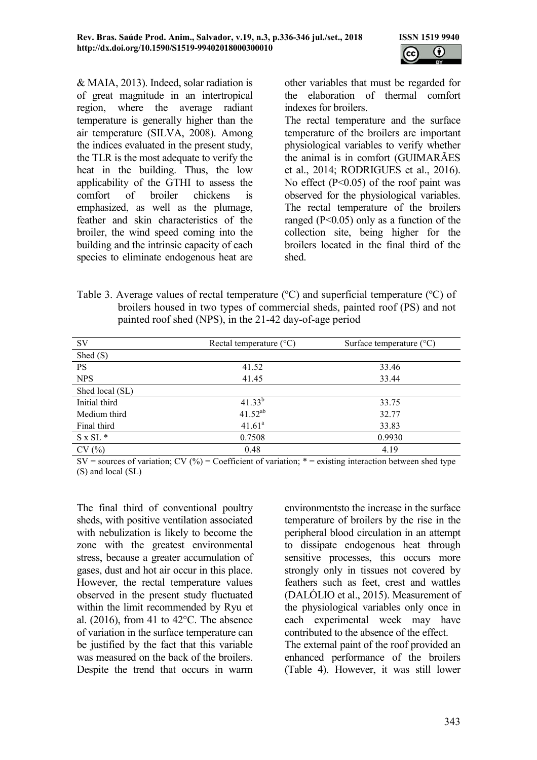& MAIA, 2013). Indeed, solar radiation is of great magnitude in an intertropical region, where the average radiant temperature is generally higher than the air temperature (SILVA, 2008). Among the indices evaluated in the present study, the TLR is the most adequate to verify the heat in the building. Thus, the low applicability of the GTHI to assess the comfort of broiler chickens is emphasized, as well as the plumage, feather and skin characteristics of the broiler, the wind speed coming into the building and the intrinsic capacity of each species to eliminate endogenous heat are other variables that must be regarded for the elaboration of thermal comfort indexes for broilers.

The rectal temperature and the surface temperature of the broilers are important physiological variables to verify whether the animal is in comfort (GUIMARÃES et al., 2014; RODRIGUES et al., 2016). No effect ($P<0.05$) of the roof paint was observed for the physiological variables. The rectal temperature of the broilers ranged ($P<0.05$) only as a function of the collection site, being higher for the broilers located in the final third of the shed.

Table 3. Average values of rectal temperature (ºC) and superficial temperature (ºC) of broilers housed in two types of commercial sheds, painted roof (PS) and not painted roof shed (NPS), in the 21-42 day-of-age period

| SV | Rectal temperature (°C) | Surface temperature (°C) |
|---|---|---|
| Shed (S) | | |
| PS | 41.52 | 33.46 |
| NPS | 41.45 | 33.44 |
| Shed local (SL) | | |
| Initial third | 41.33[b] | 33.75 |
| Medium third | 41.52[ab] | 32.77 |
| Final third | 41.61[a] | 33.83 |
| S x SL * | 0.7508 | 0.9930 |
| CV (%) | 0.48 | 4.19 |

SV = sources of variation; CV (%) = Coefficient of variation; * = existing interaction between shed type (S) and local (SL)

The final third of conventional poultry sheds, with positive ventilation associated with nebulization is likely to become the zone with the greatest environmental stress, because a greater accumulation of gases, dust and hot air occur in this place. However, the rectal temperature values observed in the present study fluctuated within the limit recommended by Ryu et al. (2016), from 41 to 42°C. The absence of variation in the surface temperature can be justified by the fact that this variable was measured on the back of the broilers. Despite the trend that occurs in warm environmentsto the increase in the surface temperature of broilers by the rise in the peripheral blood circulation in an attempt to dissipate endogenous heat through sensitive processes, this occurs more strongly only in tissues not covered by feathers such as feet, crest and wattles (DALÓLIO et al., 2015). Measurement of the physiological variables only once in each experimental week may have contributed to the absence of the effect.

The external paint of the roof provided an enhanced performance of the broilers (Table 4). However, it was still lower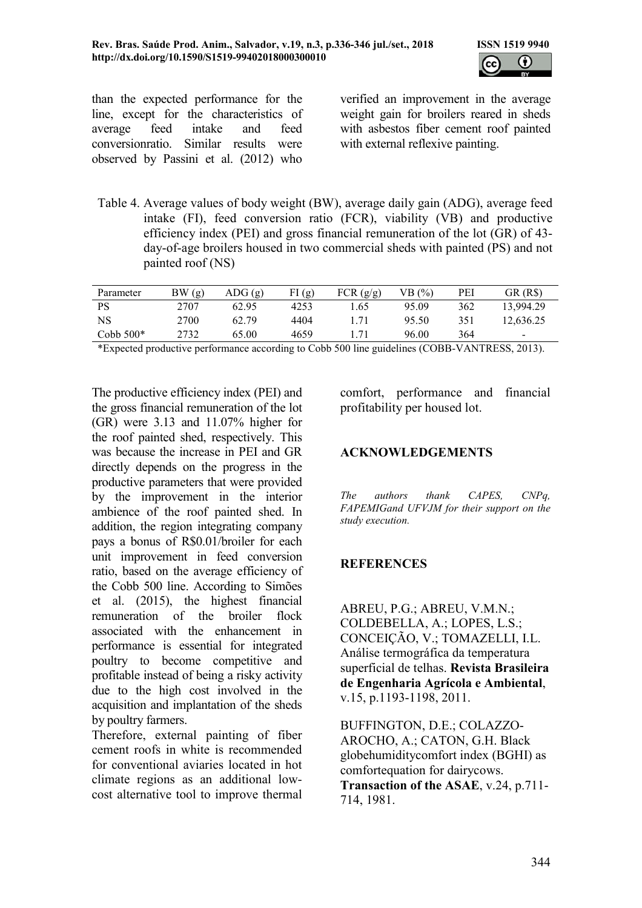than the expected performance for the line, except for the characteristics of average feed intake and feed conversionratio. Similar results were observed by Passini et al. (2012) who verified an improvement in the average weight gain for broilers reared in sheds with asbestos fiber cement roof painted with external reflexive painting.

Table 4. Average values of body weight (BW), average daily gain (ADG), average feed intake (FI), feed conversion ratio (FCR), viability (VB) and productive efficiency index (PEI) and gross financial remuneration of the lot (GR) of 43-day-of-age broilers housed in two commercial sheds with painted (PS) and not painted roof (NS)

| Parameter | BW (g) | ADG (g) | FI (g) | FCR (g/g) | VB (%) | PEI | GR (R$) |
|---|---|---|---|---|---|---|---|
| PS | 2707 | 62.95 | 4253 | 1.65 | 95.09 | 362 | 13,994.29 |
| NS | 2700 | 62.79 | 4404 | 1.71 | 95.50 | 351 | 12,636.25 |
| Cobb 500* | 2732 | 65.00 | 4659 | 1.71 | 96.00 | 364 | - |

*Expected productive performance according to Cobb 500 line guidelines (COBB-VANTRESS, 2013).

The productive efficiency index (PEI) and the gross financial remuneration of the lot (GR) were 3.13 and 11.07% higher for the roof painted shed, respectively. This was because the increase in PEI and GR directly depends on the progress in the productive parameters that were provided by the improvement in the interior ambience of the roof painted shed. In addition, the region integrating company pays a bonus of R$0.01/broiler for each unit improvement in feed conversion ratio, based on the average efficiency of the Cobb 500 line. According to Simões et al. (2015), the highest financial remuneration of the broiler flock associated with the enhancement in performance is essential for integrated poultry to become competitive and profitable instead of being a risky activity due to the high cost involved in the acquisition and implantation of the sheds by poultry farmers.

Therefore, external painting of fiber cement roofs in white is recommended for conventional aviaries located in hot climate regions as an additional low-cost alternative tool to improve thermal comfort, performance and financial profitability per housed lot.

## ACKNOWLEDGEMENTS

*The authors thank CAPES, CNPq, FAPEMIGand UFVJM for their support on the study execution.*

## REFERENCES

ABREU, P.G.; ABREU, V.M.N.; COLDEBELLA, A.; LOPES, L.S.; CONCEIÇÃO, V.; TOMAZELLI, I.L. Análise termográfica da temperatura superficial de telhas. **Revista Brasileira de Engenharia Agrícola e Ambiental**, v.15, p.1193-1198, 2011.

BUFFINGTON, D.E.; COLAZZO-AROCHO, A.; CATON, G.H. Black globehumiditycomfort index (BGHI) as comfortequation for dairycows. **Transaction of the ASAE**, v.24, p.711-714, 1981.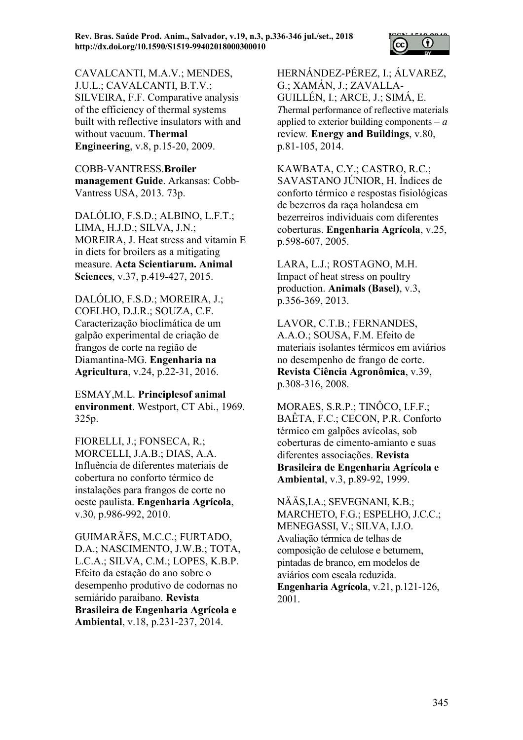CAVALCANTI, M.A.V.; MENDES, J.U.L.; CAVALCANTI, B.T.V.; SILVEIRA, F.F. Comparative analysis of the efficiency of thermal systems built with reflective insulators with and without vacuum. **Thermal Engineering**, v.8, p.15-20, 2009.

COBB-VANTRESS.**Broiler management Guide**. Arkansas: Cobb-Vantress USA, 2013. 73p.

DALÓLIO, F.S.D.; ALBINO, L.F.T.; LIMA, H.J.D.; SILVA, J.N.; MOREIRA, J. Heat stress and vitamin E in diets for broilers as a mitigating measure. **Acta Scientiarum. Animal Sciences**, v.37, p.419-427, 2015.

DALÓLIO, F.S.D.; MOREIRA, J.; COELHO, D.J.R.; SOUZA, C.F. Caracterização bioclimática de um galpão experimental de criação de frangos de corte na região de Diamantina-MG. **Engenharia na Agricultura**, v.24, p.22-31, 2016.

ESMAY,M.L. **Principlesof animal environment**. Westport, CT Abi., 1969. 325p.

FIORELLI, J.; FONSECA, R.; MORCELLI, J.A.B.; DIAS, A.A. Influência de diferentes materiais de cobertura no conforto térmico de instalações para frangos de corte no oeste paulista. **Engenharia Agrícola**, v.30, p.986-992, 2010.

GUIMARÃES, M.C.C.; FURTADO, D.A.; NASCIMENTO, J.W.B.; TOTA, L.C.A.; SILVA, C.M.; LOPES, K.B.P. Efeito da estação do ano sobre o desempenho produtivo de codornas no semiárido paraibano. **Revista Brasileira de Engenharia Agrícola e Ambiental**, v.18, p.231-237, 2014.

HERNÁNDEZ-PÉREZ, I.; ÁLVAREZ, G.; XAMÁN, J.; ZAVALLA-GUILLÉN, I.; ARCE, J.; SIMÁ, E. *T*hermal performance of reflective materials applied to exterior building components – *a* review. **Energy and Buildings**, v.80, p.81-105, 2014.

KAWBATA, C.Y.; CASTRO, R.C.; SAVASTANO JÚNIOR, H. Índices de conforto térmico e respostas fisiológicas de bezerros da raça holandesa em bezerreiros individuais com diferentes coberturas. **Engenharia Agrícola**, v.25, p.598-607, 2005.

LARA, L.J.; ROSTAGNO, M.H. Impact of heat stress on poultry production. **Animals (Basel)**, v.3, p.356-369, 2013.

LAVOR, C.T.B.; FERNANDES, A.A.O.; SOUSA, F.M. Efeito de materiais isolantes térmicos em aviários no desempenho de frango de corte. **Revista Ciência Agronômica**, v.39, p.308-316, 2008.

MORAES, S.R.P.; TINÔCO, I.F.F.; BAÊTA, F.C.; CECON, P.R. Conforto térmico em galpões avícolas, sob coberturas de cimento-amianto e suas diferentes associações. **Revista Brasileira de Engenharia Agrícola e Ambiental**, v.3, p.89-92, 1999.

NÄÄS,I.A.; SEVEGNANI, K.B.; MARCHETO, F.G.; ESPELHO, J.C.C.; MENEGASSI, V.; SILVA, I.J.O. Avaliação térmica de telhas de composição de celulose e betumem, pintadas de branco, em modelos de aviários com escala reduzida. **Engenharia Agrícola**, v.21, p.121-126, 2001.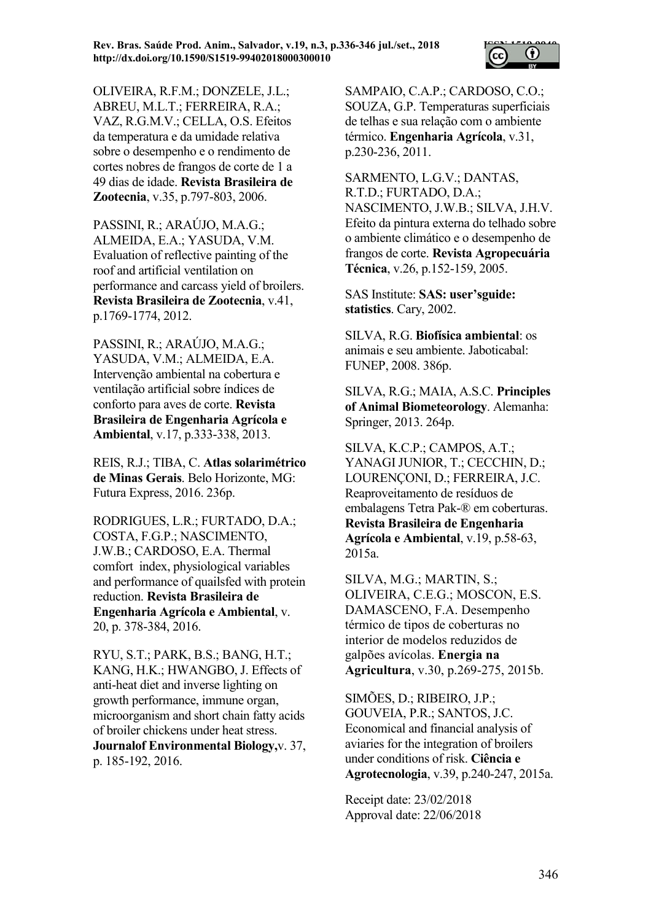OLIVEIRA, R.F.M.; DONZELE, J.L.; ABREU, M.L.T.; FERREIRA, R.A.; VAZ, R.G.M.V.; CELLA, O.S. Efeitos da temperatura e da umidade relativa sobre o desempenho e o rendimento de cortes nobres de frangos de corte de 1 a 49 dias de idade. **Revista Brasileira de Zootecnia**, v.35, p.797-803, 2006.

PASSINI, R.; ARAÚJO, M.A.G.; ALMEIDA, E.A.; YASUDA, V.M. Evaluation of reflective painting of the roof and artificial ventilation on performance and carcass yield of broilers. **Revista Brasileira de Zootecnia**, v.41, p.1769-1774, 2012.

PASSINI, R.; ARAÚJO, M.A.G.; YASUDA, V.M.; ALMEIDA, E.A. Intervenção ambiental na cobertura e ventilação artificial sobre índices de conforto para aves de corte. **Revista Brasileira de Engenharia Agrícola e Ambiental**, v.17, p.333-338, 2013.

REIS, R.J.; TIBA, C. **Atlas solarimétrico de Minas Gerais**. Belo Horizonte, MG: Futura Express, 2016. 236p.

RODRIGUES, L.R.; FURTADO, D.A.; COSTA, F.G.P.; NASCIMENTO, J.W.B.; CARDOSO, E.A. Thermal comfort index, physiological variables and performance of quailsfed with protein reduction. **Revista Brasileira de Engenharia Agrícola e Ambiental**, v. 20, p. 378-384, 2016.

RYU, S.T.; PARK, B.S.; BANG, H.T.; KANG, H.K.; HWANGBO, J. Effects of anti-heat diet and inverse lighting on growth performance, immune organ, microorganism and short chain fatty acids of broiler chickens under heat stress. **Journalof Environmental Biology,**v. 37, p. 185-192, 2016.

SAMPAIO, C.A.P.; CARDOSO, C.O.; SOUZA, G.P. Temperaturas superficiais de telhas e sua relação com o ambiente térmico. **Engenharia Agrícola**, v.31, p.230-236, 2011.

SARMENTO, L.G.V.; DANTAS, R.T.D.; FURTADO, D.A.; NASCIMENTO, J.W.B.; SILVA, J.H.V. Efeito da pintura externa do telhado sobre o ambiente climático e o desempenho de frangos de corte. **Revista Agropecuária Técnica**, v.26, p.152-159, 2005.

SAS Institute: **SAS: user'sguide: statistics**. Cary, 2002.

SILVA, R.G. **Biofísica ambiental**: os animais e seu ambiente. Jaboticabal: FUNEP, 2008. 386p.

SILVA, R.G.; MAIA, A.S.C. **Principles of Animal Biometeorology**. Alemanha: Springer, 2013. 264p.

SILVA, K.C.P.; CAMPOS, A.T.; YANAGI JUNIOR, T.; CECCHIN, D.; LOURENÇONI, D.; FERREIRA, J.C. Reaproveitamento de resíduos de embalagens Tetra Pak-® em coberturas. **Revista Brasileira de Engenharia Agrícola e Ambiental**, v.19, p.58-63, 2015a.

SILVA, M.G.; MARTIN, S.; OLIVEIRA, C.E.G.; MOSCON, E.S. DAMASCENO, F.A. Desempenho térmico de tipos de coberturas no interior de modelos reduzidos de galpões avícolas. **Energia na Agricultura**, v.30, p.269-275, 2015b.

SIMÕES, D.; RIBEIRO, J.P.; GOUVEIA, P.R.; SANTOS, J.C. Economical and financial analysis of aviaries for the integration of broilers under conditions of risk. **Ciência e Agrotecnologia**, v.39, p.240-247, 2015a.

Receipt date: 23/02/2018
Approval date: 22/06/2018